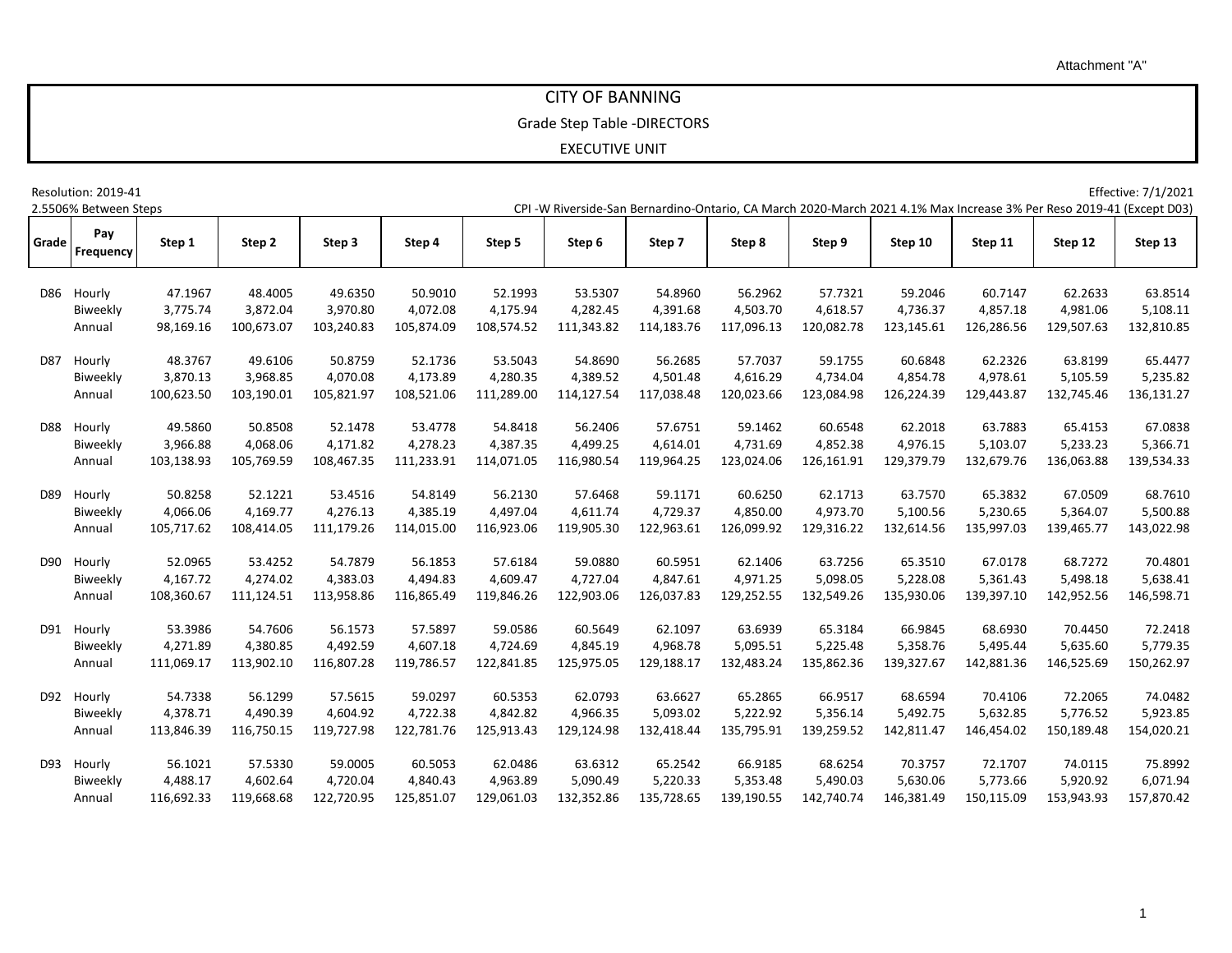Attachment "A"

# CITY OF BANNING

## Grade Step Table -DIRECTORS

### EXECUTIVE UNIT

Resolution: 2019-41
2.5506% Between Steps

Effective: 7/1/2021
CPI -W Riverside-San Bernardino-Ontario, CA March 2020-March 2021 4.1% Max Increase 3% Per Reso 2019-41 (Except D03)

| Grade | Pay Frequency | Step 1 | Step 2 | Step 3 | Step 4 | Step 5 | Step 6 | Step 7 | Step 8 | Step 9 | Step 10 | Step 11 | Step 12 | Step 13 |
|---|---|---|---|---|---|---|---|---|---|---|---|---|---|---|
| D86 | Hourly | 47.1967 | 48.4005 | 49.6350 | 50.9010 | 52.1993 | 53.5307 | 54.8960 | 56.2962 | 57.7321 | 59.2046 | 60.7147 | 62.2633 | 63.8514 |
| | Biweekly | 3,775.74 | 3,872.04 | 3,970.80 | 4,072.08 | 4,175.94 | 4,282.45 | 4,391.68 | 4,503.70 | 4,618.57 | 4,736.37 | 4,857.18 | 4,981.06 | 5,108.11 |
| | Annual | 98,169.16 | 100,673.07 | 103,240.83 | 105,874.09 | 108,574.52 | 111,343.82 | 114,183.76 | 117,096.13 | 120,082.78 | 123,145.61 | 126,286.56 | 129,507.63 | 132,810.85 |
| D87 | Hourly | 48.3767 | 49.6106 | 50.8759 | 52.1736 | 53.5043 | 54.8690 | 56.2685 | 57.7037 | 59.1755 | 60.6848 | 62.2326 | 63.8199 | 65.4477 |
| | Biweekly | 3,870.13 | 3,968.85 | 4,070.08 | 4,173.89 | 4,280.35 | 4,389.52 | 4,501.48 | 4,616.29 | 4,734.04 | 4,854.78 | 4,978.61 | 5,105.59 | 5,235.82 |
| | Annual | 100,623.50 | 103,190.01 | 105,821.97 | 108,521.06 | 111,289.00 | 114,127.54 | 117,038.48 | 120,023.66 | 123,084.98 | 126,224.39 | 129,443.87 | 132,745.46 | 136,131.27 |
| D88 | Hourly | 49.5860 | 50.8508 | 52.1478 | 53.4778 | 54.8418 | 56.2406 | 57.6751 | 59.1462 | 60.6548 | 62.2018 | 63.7883 | 65.4153 | 67.0838 |
| | Biweekly | 3,966.88 | 4,068.06 | 4,171.82 | 4,278.23 | 4,387.35 | 4,499.25 | 4,614.01 | 4,731.69 | 4,852.38 | 4,976.15 | 5,103.07 | 5,233.23 | 5,366.71 |
| | Annual | 103,138.93 | 105,769.59 | 108,467.35 | 111,233.91 | 114,071.05 | 116,980.54 | 119,964.25 | 123,024.06 | 126,161.91 | 129,379.79 | 132,679.76 | 136,063.88 | 139,534.33 |
| D89 | Hourly | 50.8258 | 52.1221 | 53.4516 | 54.8149 | 56.2130 | 57.6468 | 59.1171 | 60.6250 | 62.1713 | 63.7570 | 65.3832 | 67.0509 | 68.7610 |
| | Biweekly | 4,066.06 | 4,169.77 | 4,276.13 | 4,385.19 | 4,497.04 | 4,611.74 | 4,729.37 | 4,850.00 | 4,973.70 | 5,100.56 | 5,230.65 | 5,364.07 | 5,500.88 |
| | Annual | 105,717.62 | 108,414.05 | 111,179.26 | 114,015.00 | 116,923.06 | 119,905.30 | 122,963.61 | 126,099.92 | 129,316.22 | 132,614.56 | 135,997.03 | 139,465.77 | 143,022.98 |
| D90 | Hourly | 52.0965 | 53.4252 | 54.7879 | 56.1853 | 57.6184 | 59.0880 | 60.5951 | 62.1406 | 63.7256 | 65.3510 | 67.0178 | 68.7272 | 70.4801 |
| | Biweekly | 4,167.72 | 4,274.02 | 4,383.03 | 4,494.83 | 4,609.47 | 4,727.04 | 4,847.61 | 4,971.25 | 5,098.05 | 5,228.08 | 5,361.43 | 5,498.18 | 5,638.41 |
| | Annual | 108,360.67 | 111,124.51 | 113,958.86 | 116,865.49 | 119,846.26 | 122,903.06 | 126,037.83 | 129,252.55 | 132,549.26 | 135,930.06 | 139,397.10 | 142,952.56 | 146,598.71 |
| D91 | Hourly | 53.3986 | 54.7606 | 56.1573 | 57.5897 | 59.0586 | 60.5649 | 62.1097 | 63.6939 | 65.3184 | 66.9845 | 68.6930 | 70.4450 | 72.2418 |
| | Biweekly | 4,271.89 | 4,380.85 | 4,492.59 | 4,607.18 | 4,724.69 | 4,845.19 | 4,968.78 | 5,095.51 | 5,225.48 | 5,358.76 | 5,495.44 | 5,635.60 | 5,779.35 |
| | Annual | 111,069.17 | 113,902.10 | 116,807.28 | 119,786.57 | 122,841.85 | 125,975.05 | 129,188.17 | 132,483.24 | 135,862.36 | 139,327.67 | 142,881.36 | 146,525.69 | 150,262.97 |
| D92 | Hourly | 54.7338 | 56.1299 | 57.5615 | 59.0297 | 60.5353 | 62.0793 | 63.6627 | 65.2865 | 66.9517 | 68.6594 | 70.4106 | 72.2065 | 74.0482 |
| | Biweekly | 4,378.71 | 4,490.39 | 4,604.92 | 4,722.38 | 4,842.82 | 4,966.35 | 5,093.02 | 5,222.92 | 5,356.14 | 5,492.75 | 5,632.85 | 5,776.52 | 5,923.85 |
| | Annual | 113,846.39 | 116,750.15 | 119,727.98 | 122,781.76 | 125,913.43 | 129,124.98 | 132,418.44 | 135,795.91 | 139,259.52 | 142,811.47 | 146,454.02 | 150,189.48 | 154,020.21 |
| D93 | Hourly | 56.1021 | 57.5330 | 59.0005 | 60.5053 | 62.0486 | 63.6312 | 65.2542 | 66.9185 | 68.6254 | 70.3757 | 72.1707 | 74.0115 | 75.8992 |
| | Biweekly | 4,488.17 | 4,602.64 | 4,720.04 | 4,840.43 | 4,963.89 | 5,090.49 | 5,220.33 | 5,353.48 | 5,490.03 | 5,630.06 | 5,773.66 | 5,920.92 | 6,071.94 |
| | Annual | 116,692.33 | 119,668.68 | 122,720.95 | 125,851.07 | 129,061.03 | 132,352.86 | 135,728.65 | 139,190.55 | 142,740.74 | 146,381.49 | 150,115.09 | 153,943.93 | 157,870.42 |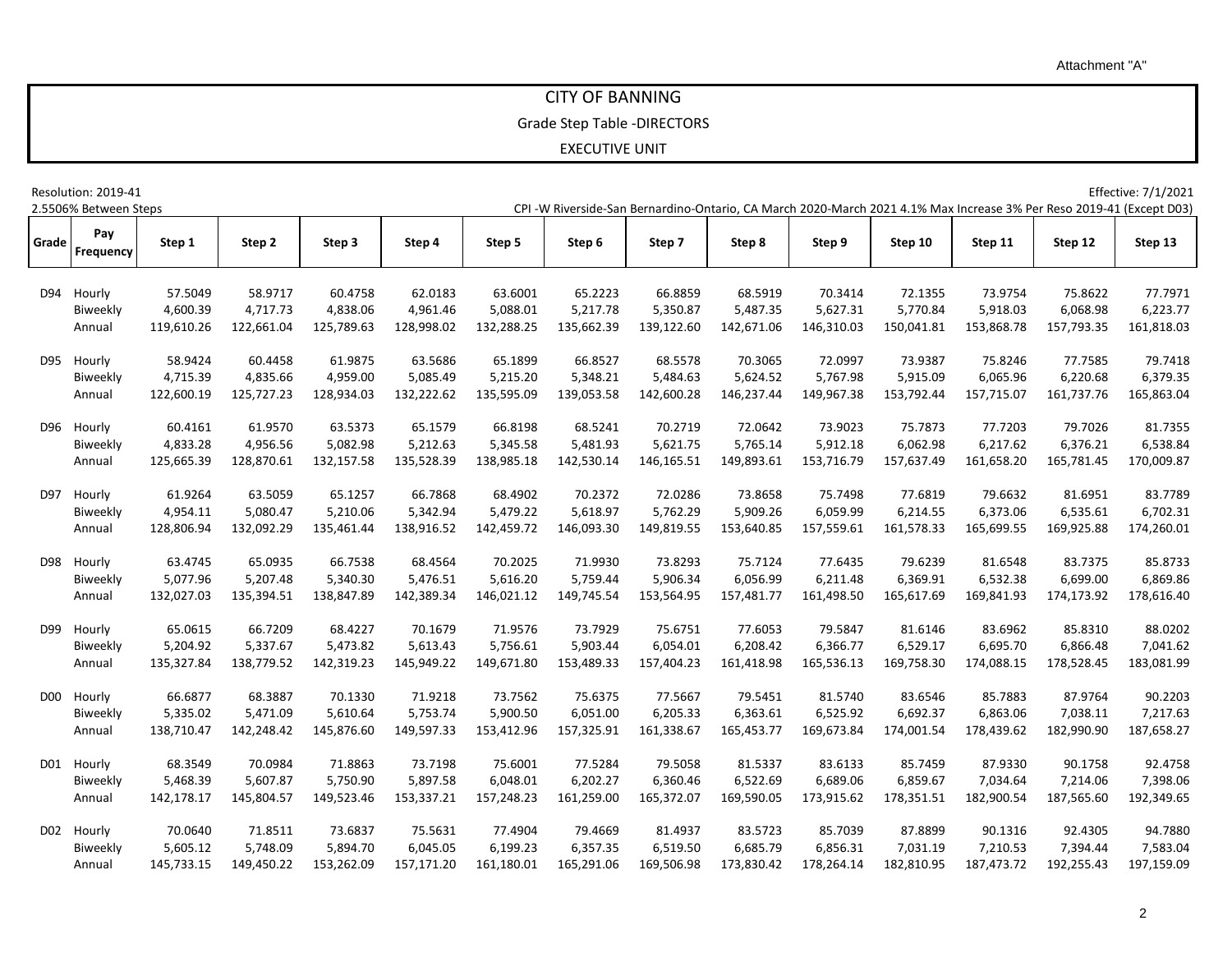Attachment "A"

# CITY OF BANNING

## Grade Step Table -DIRECTORS

## EXECUTIVE UNIT

Resolution: 2019-41
2.5506% Between Steps

Effective: 7/1/2021
CPI -W Riverside-San Bernardino-Ontario, CA March 2020-March 2021 4.1% Max Increase 3% Per Reso 2019-41 (Except D03)

| Grade | Pay Frequency | Step 1 | Step 2 | Step 3 | Step 4 | Step 5 | Step 6 | Step 7 | Step 8 | Step 9 | Step 10 | Step 11 | Step 12 | Step 13 |
|---|---|---|---|---|---|---|---|---|---|---|---|---|---|---|
| D94 | Hourly | 57.5049 | 58.9717 | 60.4758 | 62.0183 | 63.6001 | 65.2223 | 66.8859 | 68.5919 | 70.3414 | 72.1355 | 73.9754 | 75.8622 | 77.7971 |
| | Biweekly | 4,600.39 | 4,717.73 | 4,838.06 | 4,961.46 | 5,088.01 | 5,217.78 | 5,350.87 | 5,487.35 | 5,627.31 | 5,770.84 | 5,918.03 | 6,068.98 | 6,223.77 |
| | Annual | 119,610.26 | 122,661.04 | 125,789.63 | 128,998.02 | 132,288.25 | 135,662.39 | 139,122.60 | 142,671.06 | 146,310.03 | 150,041.81 | 153,868.78 | 157,793.35 | 161,818.03 |
| D95 | Hourly | 58.9424 | 60.4458 | 61.9875 | 63.5686 | 65.1899 | 66.8527 | 68.5578 | 70.3065 | 72.0997 | 73.9387 | 75.8246 | 77.7585 | 79.7418 |
| | Biweekly | 4,715.39 | 4,835.66 | 4,959.00 | 5,085.49 | 5,215.20 | 5,348.21 | 5,484.63 | 5,624.52 | 5,767.98 | 5,915.09 | 6,065.96 | 6,220.68 | 6,379.35 |
| | Annual | 122,600.19 | 125,727.23 | 128,934.03 | 132,222.62 | 135,595.09 | 139,053.58 | 142,600.28 | 146,237.44 | 149,967.38 | 153,792.44 | 157,715.07 | 161,737.76 | 165,863.04 |
| D96 | Hourly | 60.4161 | 61.9570 | 63.5373 | 65.1579 | 66.8198 | 68.5241 | 70.2719 | 72.0642 | 73.9023 | 75.7873 | 77.7203 | 79.7026 | 81.7355 |
| | Biweekly | 4,833.28 | 4,956.56 | 5,082.98 | 5,212.63 | 5,345.58 | 5,481.93 | 5,621.75 | 5,765.14 | 5,912.18 | 6,062.98 | 6,217.62 | 6,376.21 | 6,538.84 |
| | Annual | 125,665.39 | 128,870.61 | 132,157.58 | 135,528.39 | 138,985.18 | 142,530.14 | 146,165.51 | 149,893.61 | 153,716.79 | 157,637.49 | 161,658.20 | 165,781.45 | 170,009.87 |
| D97 | Hourly | 61.9264 | 63.5059 | 65.1257 | 66.7868 | 68.4902 | 70.2372 | 72.0286 | 73.8658 | 75.7498 | 77.6819 | 79.6632 | 81.6951 | 83.7789 |
| | Biweekly | 4,954.11 | 5,080.47 | 5,210.06 | 5,342.94 | 5,479.22 | 5,618.97 | 5,762.29 | 5,909.26 | 6,059.99 | 6,214.55 | 6,373.06 | 6,535.61 | 6,702.31 |
| | Annual | 128,806.94 | 132,092.29 | 135,461.44 | 138,916.52 | 142,459.72 | 146,093.30 | 149,819.55 | 153,640.85 | 157,559.61 | 161,578.33 | 165,699.55 | 169,925.88 | 174,260.01 |
| D98 | Hourly | 63.4745 | 65.0935 | 66.7538 | 68.4564 | 70.2025 | 71.9930 | 73.8293 | 75.7124 | 77.6435 | 79.6239 | 81.6548 | 83.7375 | 85.8733 |
| | Biweekly | 5,077.96 | 5,207.48 | 5,340.30 | 5,476.51 | 5,616.20 | 5,759.44 | 5,906.34 | 6,056.99 | 6,211.48 | 6,369.91 | 6,532.38 | 6,699.00 | 6,869.86 |
| | Annual | 132,027.03 | 135,394.51 | 138,847.89 | 142,389.34 | 146,021.12 | 149,745.54 | 153,564.95 | 157,481.77 | 161,498.50 | 165,617.69 | 169,841.93 | 174,173.92 | 178,616.40 |
| D99 | Hourly | 65.0615 | 66.7209 | 68.4227 | 70.1679 | 71.9576 | 73.7929 | 75.6751 | 77.6053 | 79.5847 | 81.6146 | 83.6962 | 85.8310 | 88.0202 |
| | Biweekly | 5,204.92 | 5,337.67 | 5,473.82 | 5,613.43 | 5,756.61 | 5,903.44 | 6,054.01 | 6,208.42 | 6,366.77 | 6,529.17 | 6,695.70 | 6,866.48 | 7,041.62 |
| | Annual | 135,327.84 | 138,779.52 | 142,319.23 | 145,949.22 | 149,671.80 | 153,489.33 | 157,404.23 | 161,418.98 | 165,536.13 | 169,758.30 | 174,088.15 | 178,528.45 | 183,081.99 |
| D00 | Hourly | 66.6877 | 68.3887 | 70.1330 | 71.9218 | 73.7562 | 75.6375 | 77.5667 | 79.5451 | 81.5740 | 83.6546 | 85.7883 | 87.9764 | 90.2203 |
| | Biweekly | 5,335.02 | 5,471.09 | 5,610.64 | 5,753.74 | 5,900.50 | 6,051.00 | 6,205.33 | 6,363.61 | 6,525.92 | 6,692.37 | 6,863.06 | 7,038.11 | 7,217.63 |
| | Annual | 138,710.47 | 142,248.42 | 145,876.60 | 149,597.33 | 153,412.96 | 157,325.91 | 161,338.67 | 165,453.77 | 169,673.84 | 174,001.54 | 178,439.62 | 182,990.90 | 187,658.27 |
| D01 | Hourly | 68.3549 | 70.0984 | 71.8863 | 73.7198 | 75.6001 | 77.5284 | 79.5058 | 81.5337 | 83.6133 | 85.7459 | 87.9330 | 90.1758 | 92.4758 |
| | Biweekly | 5,468.39 | 5,607.87 | 5,750.90 | 5,897.58 | 6,048.01 | 6,202.27 | 6,360.46 | 6,522.69 | 6,689.06 | 6,859.67 | 7,034.64 | 7,214.06 | 7,398.06 |
| | Annual | 142,178.17 | 145,804.57 | 149,523.46 | 153,337.21 | 157,248.23 | 161,259.00 | 165,372.07 | 169,590.05 | 173,915.62 | 178,351.51 | 182,900.54 | 187,565.60 | 192,349.65 |
| D02 | Hourly | 70.0640 | 71.8511 | 73.6837 | 75.5631 | 77.4904 | 79.4669 | 81.4937 | 83.5723 | 85.7039 | 87.8899 | 90.1316 | 92.4305 | 94.7880 |
| | Biweekly | 5,605.12 | 5,748.09 | 5,894.70 | 6,045.05 | 6,199.23 | 6,357.35 | 6,519.50 | 6,685.79 | 6,856.31 | 7,031.19 | 7,210.53 | 7,394.44 | 7,583.04 |
| | Annual | 145,733.15 | 149,450.22 | 153,262.09 | 157,171.20 | 161,180.01 | 165,291.06 | 169,506.98 | 173,830.42 | 178,264.14 | 182,810.95 | 187,473.72 | 192,255.43 | 197,159.09 |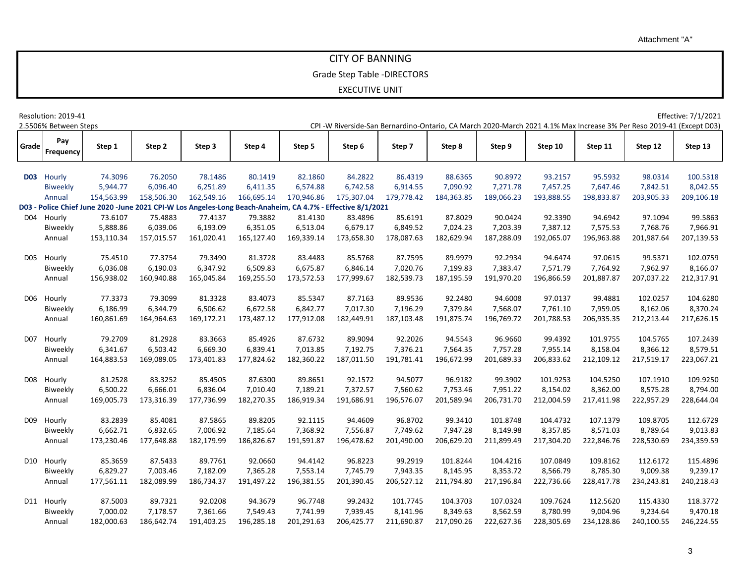Attachment "A"

# CITY OF BANNING

## Grade Step Table -DIRECTORS

## EXECUTIVE UNIT

Resolution: 2019-41

Effective: 7/1/2021

2.5506% Between Steps

CPI -W Riverside-San Bernardino-Ontario, CA March 2020-March 2021 4.1% Max Increase 3% Per Reso 2019-41 (Except D03)

| Grade | Pay Frequency | Step 1 | Step 2 | Step 3 | Step 4 | Step 5 | Step 6 | Step 7 | Step 8 | Step 9 | Step 10 | Step 11 | Step 12 | Step 13 |
|---|---|---|---|---|---|---|---|---|---|---|---|---|---|---|
| **D03** | Hourly | 74.3096 | 76.2050 | 78.1486 | 80.1419 | 82.1860 | 84.2822 | 86.4319 | 88.6365 | 90.8972 | 93.2157 | 95.5932 | 98.0314 | 100.5318 |
| | Biweekly | 5,944.77 | 6,096.40 | 6,251.89 | 6,411.35 | 6,574.88 | 6,742.58 | 6,914.55 | 7,090.92 | 7,271.78 | 7,457.25 | 7,647.46 | 7,842.51 | 8,042.55 |
| | Annual | 154,563.99 | 158,506.30 | 162,549.16 | 166,695.14 | 170,946.86 | 175,307.04 | 179,778.42 | 184,363.85 | 189,066.23 | 193,888.55 | 198,833.87 | 203,905.33 | 209,106.18 |
| **D03 - Police Chief June 2020 -June 2021 CPI-W Los Angeles-Long Beach-Anaheim, CA 4.7% - Effective 8/1/2021** | | | | | | | | | | | | | | |
| D04 | Hourly | 73.6107 | 75.4883 | 77.4137 | 79.3882 | 81.4130 | 83.4896 | 85.6191 | 87.8029 | 90.0424 | 92.3390 | 94.6942 | 97.1094 | 99.5863 |
| | Biweekly | 5,888.86 | 6,039.06 | 6,193.09 | 6,351.05 | 6,513.04 | 6,679.17 | 6,849.52 | 7,024.23 | 7,203.39 | 7,387.12 | 7,575.53 | 7,768.76 | 7,966.91 |
| | Annual | 153,110.34 | 157,015.57 | 161,020.41 | 165,127.40 | 169,339.14 | 173,658.30 | 178,087.63 | 182,629.94 | 187,288.09 | 192,065.07 | 196,963.88 | 201,987.64 | 207,139.53 |
| D05 | Hourly | 75.4510 | 77.3754 | 79.3490 | 81.3728 | 83.4483 | 85.5768 | 87.7595 | 89.9979 | 92.2934 | 94.6474 | 97.0615 | 99.5371 | 102.0759 |
| | Biweekly | 6,036.08 | 6,190.03 | 6,347.92 | 6,509.83 | 6,675.87 | 6,846.14 | 7,020.76 | 7,199.83 | 7,383.47 | 7,571.79 | 7,764.92 | 7,962.97 | 8,166.07 |
| | Annual | 156,938.02 | 160,940.88 | 165,045.84 | 169,255.50 | 173,572.53 | 177,999.67 | 182,539.73 | 187,195.59 | 191,970.20 | 196,866.59 | 201,887.87 | 207,037.22 | 212,317.91 |
| D06 | Hourly | 77.3373 | 79.3099 | 81.3328 | 83.4073 | 85.5347 | 87.7163 | 89.9536 | 92.2480 | 94.6008 | 97.0137 | 99.4881 | 102.0257 | 104.6280 |
| | Biweekly | 6,186.99 | 6,344.79 | 6,506.62 | 6,672.58 | 6,842.77 | 7,017.30 | 7,196.29 | 7,379.84 | 7,568.07 | 7,761.10 | 7,959.05 | 8,162.06 | 8,370.24 |
| | Annual | 160,861.69 | 164,964.63 | 169,172.21 | 173,487.12 | 177,912.08 | 182,449.91 | 187,103.48 | 191,875.74 | 196,769.72 | 201,788.53 | 206,935.35 | 212,213.44 | 217,626.15 |
| D07 | Hourly | 79.2709 | 81.2928 | 83.3663 | 85.4926 | 87.6732 | 89.9094 | 92.2026 | 94.5543 | 96.9660 | 99.4392 | 101.9755 | 104.5765 | 107.2439 |
| | Biweekly | 6,341.67 | 6,503.42 | 6,669.30 | 6,839.41 | 7,013.85 | 7,192.75 | 7,376.21 | 7,564.35 | 7,757.28 | 7,955.14 | 8,158.04 | 8,366.12 | 8,579.51 |
| | Annual | 164,883.53 | 169,089.05 | 173,401.83 | 177,824.62 | 182,360.22 | 187,011.50 | 191,781.41 | 196,672.99 | 201,689.33 | 206,833.62 | 212,109.12 | 217,519.17 | 223,067.21 |
| D08 | Hourly | 81.2528 | 83.3252 | 85.4505 | 87.6300 | 89.8651 | 92.1572 | 94.5077 | 96.9182 | 99.3902 | 101.9253 | 104.5250 | 107.1910 | 109.9250 |
| | Biweekly | 6,500.22 | 6,666.01 | 6,836.04 | 7,010.40 | 7,189.21 | 7,372.57 | 7,560.62 | 7,753.46 | 7,951.22 | 8,154.02 | 8,362.00 | 8,575.28 | 8,794.00 |
| | Annual | 169,005.73 | 173,316.39 | 177,736.99 | 182,270.35 | 186,919.34 | 191,686.91 | 196,576.07 | 201,589.94 | 206,731.70 | 212,004.59 | 217,411.98 | 222,957.29 | 228,644.04 |
| D09 | Hourly | 83.2839 | 85.4081 | 87.5865 | 89.8205 | 92.1115 | 94.4609 | 96.8702 | 99.3410 | 101.8748 | 104.4732 | 107.1379 | 109.8705 | 112.6729 |
| | Biweekly | 6,662.71 | 6,832.65 | 7,006.92 | 7,185.64 | 7,368.92 | 7,556.87 | 7,749.62 | 7,947.28 | 8,149.98 | 8,357.85 | 8,571.03 | 8,789.64 | 9,013.83 |
| | Annual | 173,230.46 | 177,648.88 | 182,179.99 | 186,826.67 | 191,591.87 | 196,478.62 | 201,490.00 | 206,629.20 | 211,899.49 | 217,304.20 | 222,846.76 | 228,530.69 | 234,359.59 |
| D10 | Hourly | 85.3659 | 87.5433 | 89.7761 | 92.0660 | 94.4142 | 96.8223 | 99.2919 | 101.8244 | 104.4216 | 107.0849 | 109.8162 | 112.6172 | 115.4896 |
| | Biweekly | 6,829.27 | 7,003.46 | 7,182.09 | 7,365.28 | 7,553.14 | 7,745.79 | 7,943.35 | 8,145.95 | 8,353.72 | 8,566.79 | 8,785.30 | 9,009.38 | 9,239.17 |
| | Annual | 177,561.11 | 182,089.99 | 186,734.37 | 191,497.22 | 196,381.55 | 201,390.45 | 206,527.12 | 211,794.80 | 217,196.84 | 222,736.66 | 228,417.78 | 234,243.81 | 240,218.43 |
| D11 | Hourly | 87.5003 | 89.7321 | 92.0208 | 94.3679 | 96.7748 | 99.2432 | 101.7745 | 104.3703 | 107.0324 | 109.7624 | 112.5620 | 115.4330 | 118.3772 |
| | Biweekly | 7,000.02 | 7,178.57 | 7,361.66 | 7,549.43 | 7,741.99 | 7,939.45 | 8,141.96 | 8,349.63 | 8,562.59 | 8,780.99 | 9,004.96 | 9,234.64 | 9,470.18 |
| | Annual | 182,000.63 | 186,642.74 | 191,403.25 | 196,285.18 | 201,291.63 | 206,425.77 | 211,690.87 | 217,090.26 | 222,627.36 | 228,305.69 | 234,128.86 | 240,100.55 | 246,224.55 |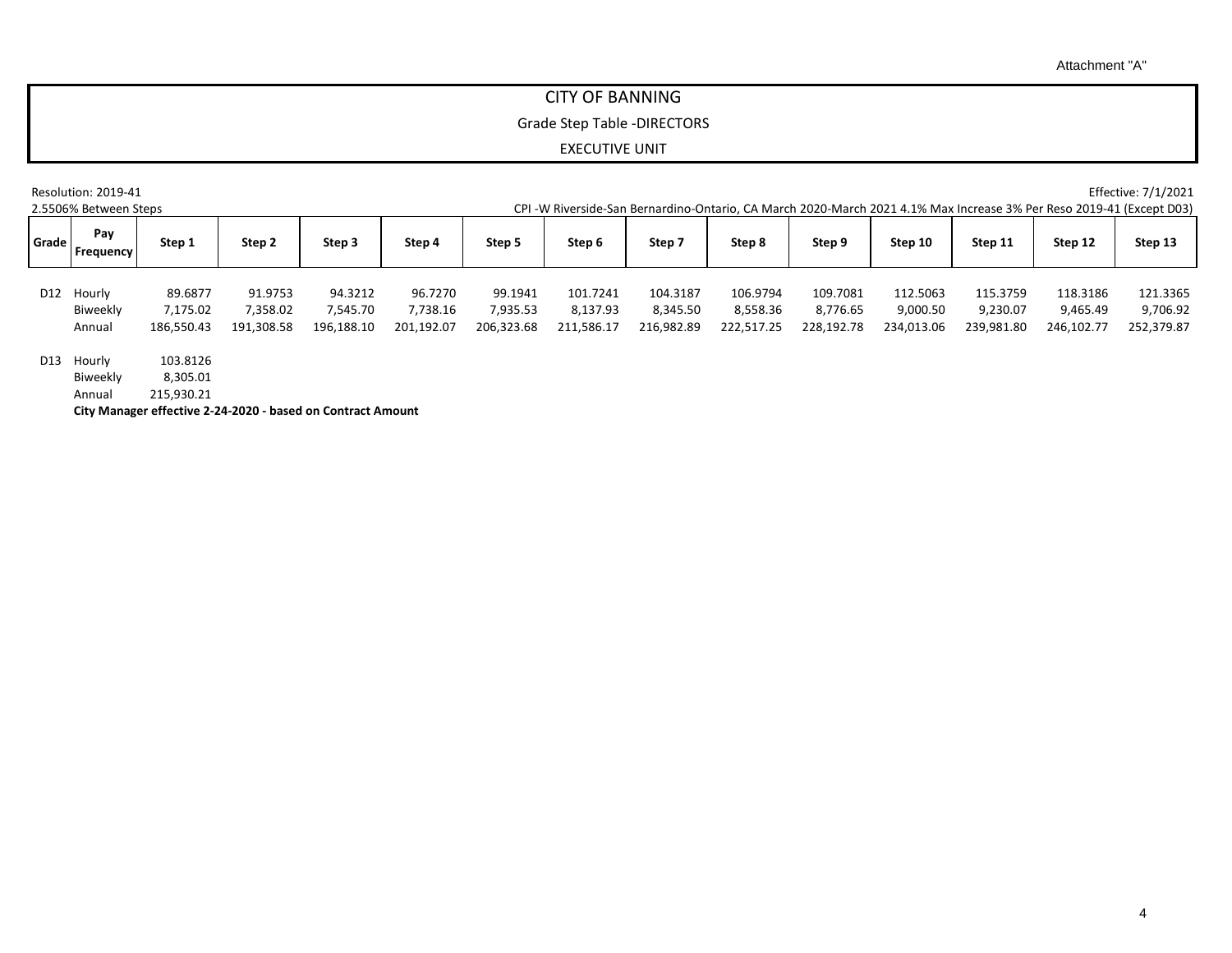Attachment "A"

# CITY OF BANNING

## Grade Step Table -DIRECTORS

## EXECUTIVE UNIT

Resolution: 2019-41

Effective: 7/1/2021

2.5506% Between Steps

CPI -W Riverside-San Bernardino-Ontario, CA March 2020-March 2021 4.1% Max Increase 3% Per Reso 2019-41 (Except D03)

| Grade | Pay Frequency | Step 1 | Step 2 | Step 3 | Step 4 | Step 5 | Step 6 | Step 7 | Step 8 | Step 9 | Step 10 | Step 11 | Step 12 | Step 13 |
|---|---|---|---|---|---|---|---|---|---|---|---|---|---|---|
| D12 | Hourly | 89.6877 | 91.9753 | 94.3212 | 96.7270 | 99.1941 | 101.7241 | 104.3187 | 106.9794 | 109.7081 | 112.5063 | 115.3759 | 118.3186 | 121.3365 |
| | Biweekly | 7,175.02 | 7,358.02 | 7,545.70 | 7,738.16 | 7,935.53 | 8,137.93 | 8,345.50 | 8,558.36 | 8,776.65 | 9,000.50 | 9,230.07 | 9,465.49 | 9,706.92 |
| | Annual | 186,550.43 | 191,308.58 | 196,188.10 | 201,192.07 | 206,323.68 | 211,586.17 | 216,982.89 | 222,517.25 | 228,192.78 | 234,013.06 | 239,981.80 | 246,102.77 | 252,379.87 |
| D13 | Hourly | 103.8126 | | | | | | | | | | | | |
| | Biweekly | 8,305.01 | | | | | | | | | | | | |
| | Annual | 215,930.21 | | | | | | | | | | | | |

**City Manager effective 2-24-2020 - based on Contract Amount**